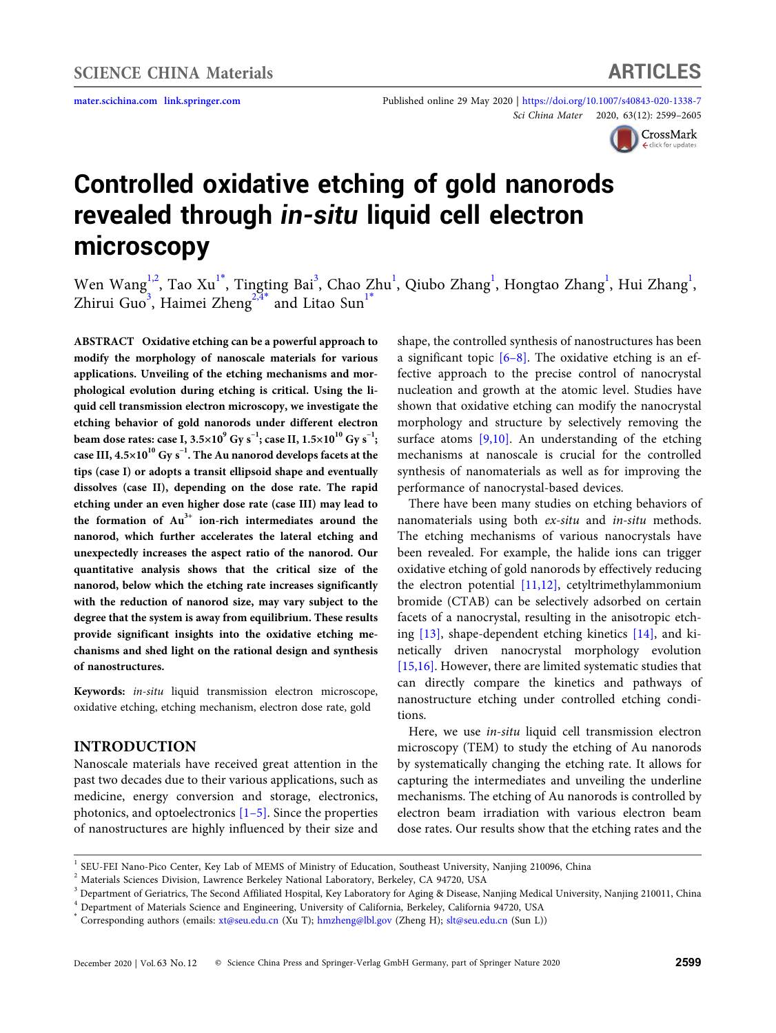# Controlled oxidative etching of gold nanorods revealed through *in-situ* liquid cell electron microscopy

Wen Wang[1,2], Tao Xu[1*], Tingting Bai[3], Chao Zhu[1], Qiubo Zhang[1], Hongtao Zhang[1], Hui Zhang[1], Zhirui Guo[3], Haimei Zheng[2,4*] and Litao Sun[1*]

**ABSTRACT** **Oxidative etching can be a powerful approach to modify the morphology of nanoscale materials for various applications. Unveiling of the etching mechanisms and morphological evolution during etching is critical. Using the liquid cell transmission electron microscopy, we investigate the etching behavior of gold nanorods under different electron beam dose rates: case I, $3.5\times10^9$ Gy s$^{-1}$; case II, $1.5\times10^{10}$ Gy s$^{-1}$; case III, $4.5\times10^{10}$ Gy s$^{-1}$. The Au nanorod develops facets at the tips (case I) or adopts a transit ellipsoid shape and eventually dissolves (case II), depending on the dose rate. The rapid etching under an even higher dose rate (case III) may lead to the formation of $Au^{3+}$ ion-rich intermediates around the nanorod, which further accelerates the lateral etching and unexpectedly increases the aspect ratio of the nanorod. Our quantitative analysis shows that the critical size of the nanorod, below which the etching rate increases significantly with the reduction of nanorod size, may vary subject to the degree that the system is away from equilibrium. These results provide significant insights into the oxidative etching mechanisms and shed light on the rational design and synthesis of nanostructures.**

**Keywords:** *in-situ* liquid transmission electron microscope, oxidative etching, etching mechanism, electron dose rate, gold

## INTRODUCTION

Nanoscale materials have received great attention in the past two decades due to their various applications, such as medicine, energy conversion and storage, electronics, photonics, and optoelectronics [1–5]. Since the properties of nanostructures are highly influenced by their size and shape, the controlled synthesis of nanostructures has been a significant topic [6–8]. The oxidative etching is an effective approach to the precise control of nanocrystal nucleation and growth at the atomic level. Studies have shown that oxidative etching can modify the nanocrystal morphology and structure by selectively removing the surface atoms [9,10]. An understanding of the etching mechanisms at nanoscale is crucial for the controlled synthesis of nanomaterials as well as for improving the performance of nanocrystal-based devices.

There have been many studies on etching behaviors of nanomaterials using both *ex-situ* and *in-situ* methods. The etching mechanisms of various nanocrystals have been revealed. For example, the halide ions can trigger oxidative etching of gold nanorods by effectively reducing the electron potential [11,12], cetyltrimethylammonium bromide (CTAB) can be selectively adsorbed on certain facets of a nanocrystal, resulting in the anisotropic etching [13], shape-dependent etching kinetics [14], and kinetically driven nanocrystal morphology evolution [15,16]. However, there are limited systematic studies that can directly compare the kinetics and pathways of nanostructure etching under controlled etching conditions.

Here, we use *in-situ* liquid cell transmission electron microscopy (TEM) to study the etching of Au nanorods by systematically changing the etching rate. It allows for capturing the intermediates and unveiling the underline mechanisms. The etching of Au nanorods is controlled by electron beam irradiation with various electron beam dose rates. Our results show that the etching rates and the

---

[1] SEU-FEI Nano-Pico Center, Key Lab of MEMS of Ministry of Education, Southeast University, Nanjing 210096, China
[2] Materials Sciences Division, Lawrence Berkeley National Laboratory, Berkeley, CA 94720, USA
[3] Department of Geriatrics, The Second Affiliated Hospital, Key Laboratory for Aging & Disease, Nanjing Medical University, Nanjing 210011, China
[4] Department of Materials Science and Engineering, University of California, Berkeley, California 94720, USA
[*] Corresponding authors (emails: xt@seu.edu.cn (Xu T); hmzheng@lbl.gov (Zheng H); slt@seu.edu.cn (Sun L))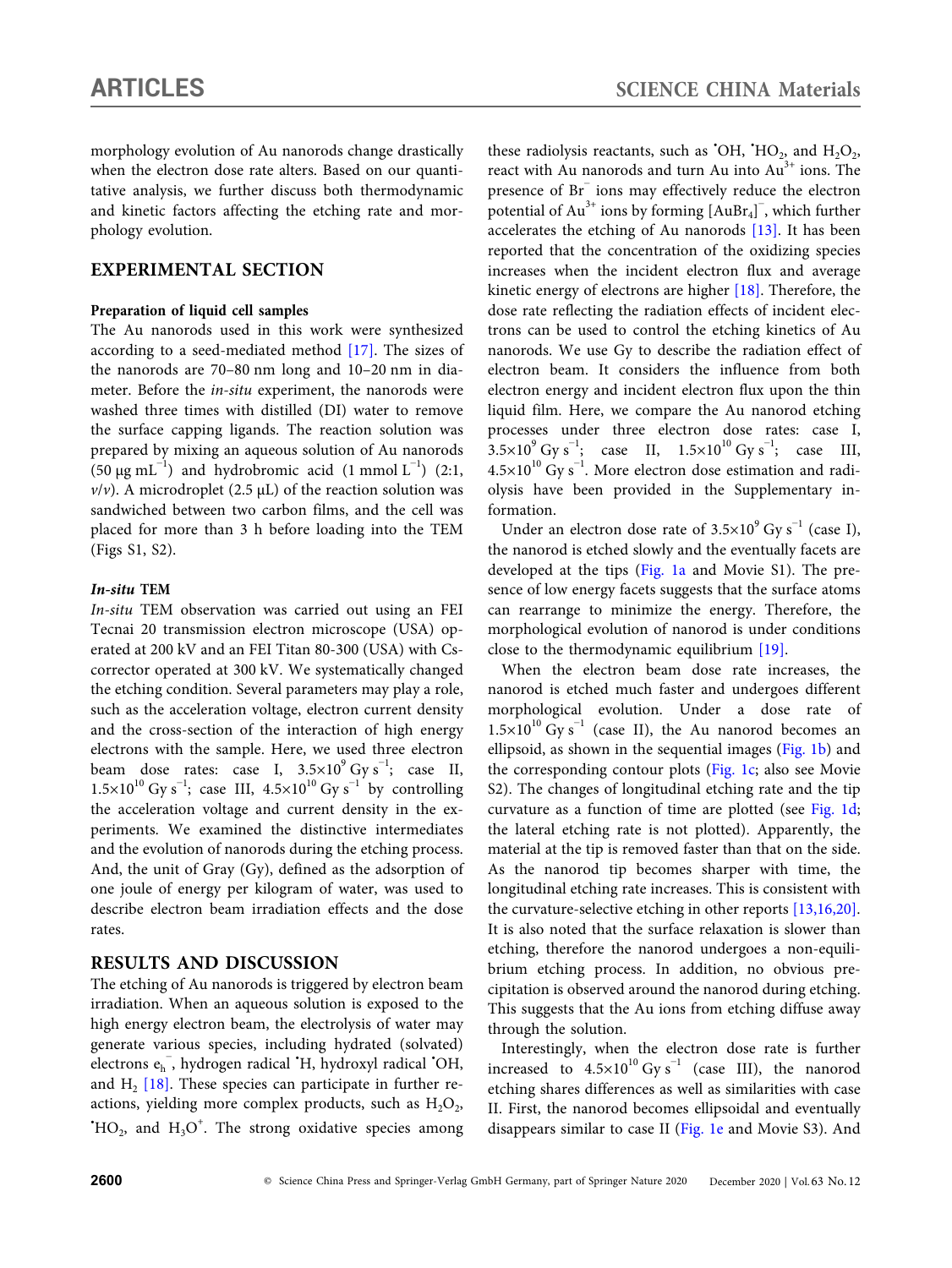morphology evolution of Au nanorods change drastically when the electron dose rate alters. Based on our quantitative analysis, we further discuss both thermodynamic and kinetic factors affecting the etching rate and morphology evolution.

## EXPERIMENTAL SECTION

### Preparation of liquid cell samples

The Au nanorods used in this work were synthesized according to a seed-mediated method [17]. The sizes of the nanorods are 70–80 nm long and 10–20 nm in diameter. Before the *in-situ* experiment, the nanorods were washed three times with distilled (DI) water to remove the surface capping ligands. The reaction solution was prepared by mixing an aqueous solution of Au nanorods (50 μg $mL^{-1}$) and hydrobromic acid (1 mmol $L^{-1}$) (2:1, *v*/*v*). A microdroplet (2.5 μL) of the reaction solution was sandwiched between two carbon films, and the cell was placed for more than 3 h before loading into the TEM (Figs S1, S2).

### *In-situ* TEM

*In-situ* TEM observation was carried out using an FEI Tecnai 20 transmission electron microscope (USA) operated at 200 kV and an FEI Titan 80-300 (USA) with Cs-corrector operated at 300 kV. We systematically changed the etching condition. Several parameters may play a role, such as the acceleration voltage, electron current density and the cross-section of the interaction of high energy electrons with the sample. Here, we used three electron beam dose rates: case I, $3.5\times10^{9}$ Gy $s^{-1}$; case II, $1.5\times10^{10}$ Gy $s^{-1}$; case III, $4.5\times10^{10}$ Gy $s^{-1}$ by controlling the acceleration voltage and current density in the experiments. We examined the distinctive intermediates and the evolution of nanorods during the etching process. And, the unit of Gray (Gy), defined as the adsorption of one joule of energy per kilogram of water, was used to describe electron beam irradiation effects and the dose rates.

## RESULTS AND DISCUSSION

The etching of Au nanorods is triggered by electron beam irradiation. When an aqueous solution is exposed to the high energy electron beam, the electrolysis of water may generate various species, including hydrated (solvated) electrons $e_h^-$, hydrogen radical $^{\bullet}H$, hydroxyl radical $^{\bullet}OH$, and $H_2$ [18]. These species can participate in further reactions, yielding more complex products, such as $H_2O_2$, $^{\bullet}HO_2$, and $H_3O^+$. The strong oxidative species among these radiolysis reactants, such as $^{\bullet}OH$, $^{\bullet}HO_2$, and $H_2O_2$, react with Au nanorods and turn Au into $Au^{3+}$ ions. The presence of $Br^-$ ions may effectively reduce the electron potential of $Au^{3+}$ ions by forming $[AuBr_4]^-$, which further accelerates the etching of Au nanorods [13]. It has been reported that the concentration of the oxidizing species increases when the incident electron flux and average kinetic energy of electrons are higher [18]. Therefore, the dose rate reflecting the radiation effects of incident electrons can be used to control the etching kinetics of Au nanorods. We use Gy to describe the radiation effect of electron beam. It considers the influence from both electron energy and incident electron flux upon the thin liquid film. Here, we compare the Au nanorod etching processes under three electron dose rates: case I, $3.5\times10^{9}$ Gy $s^{-1}$; case II, $1.5\times10^{10}$ Gy $s^{-1}$; case III, $4.5\times10^{10}$ Gy $s^{-1}$. More electron dose estimation and radiolysis have been provided in the Supplementary information.

Under an electron dose rate of $3.5\times10^{9}$ Gy $s^{-1}$ (case I), the nanorod is etched slowly and the eventually facets are developed at the tips (Fig. 1a and Movie S1). The presence of low energy facets suggests that the surface atoms can rearrange to minimize the energy. Therefore, the morphological evolution of nanorod is under conditions close to the thermodynamic equilibrium [19].

When the electron beam dose rate increases, the nanorod is etched much faster and undergoes different morphological evolution. Under a dose rate of $1.5\times10^{10}$ Gy $s^{-1}$ (case II), the Au nanorod becomes an ellipsoid, as shown in the sequential images (Fig. 1b) and the corresponding contour plots (Fig. 1c; also see Movie S2). The changes of longitudinal etching rate and the tip curvature as a function of time are plotted (see Fig. 1d; the lateral etching rate is not plotted). Apparently, the material at the tip is removed faster than that on the side. As the nanorod tip becomes sharper with time, the longitudinal etching rate increases. This is consistent with the curvature-selective etching in other reports [13,16,20]. It is also noted that the surface relaxation is slower than etching, therefore the nanorod undergoes a non-equilibrium etching process. In addition, no obvious precipitation is observed around the nanorod during etching. This suggests that the Au ions from etching diffuse away through the solution.

Interestingly, when the electron dose rate is further increased to $4.5\times10^{10}$ Gy $s^{-1}$ (case III), the nanorod etching shares differences as well as similarities with case II. First, the nanorod becomes ellipsoidal and eventually disappears similar to case II (Fig. 1e and Movie S3). And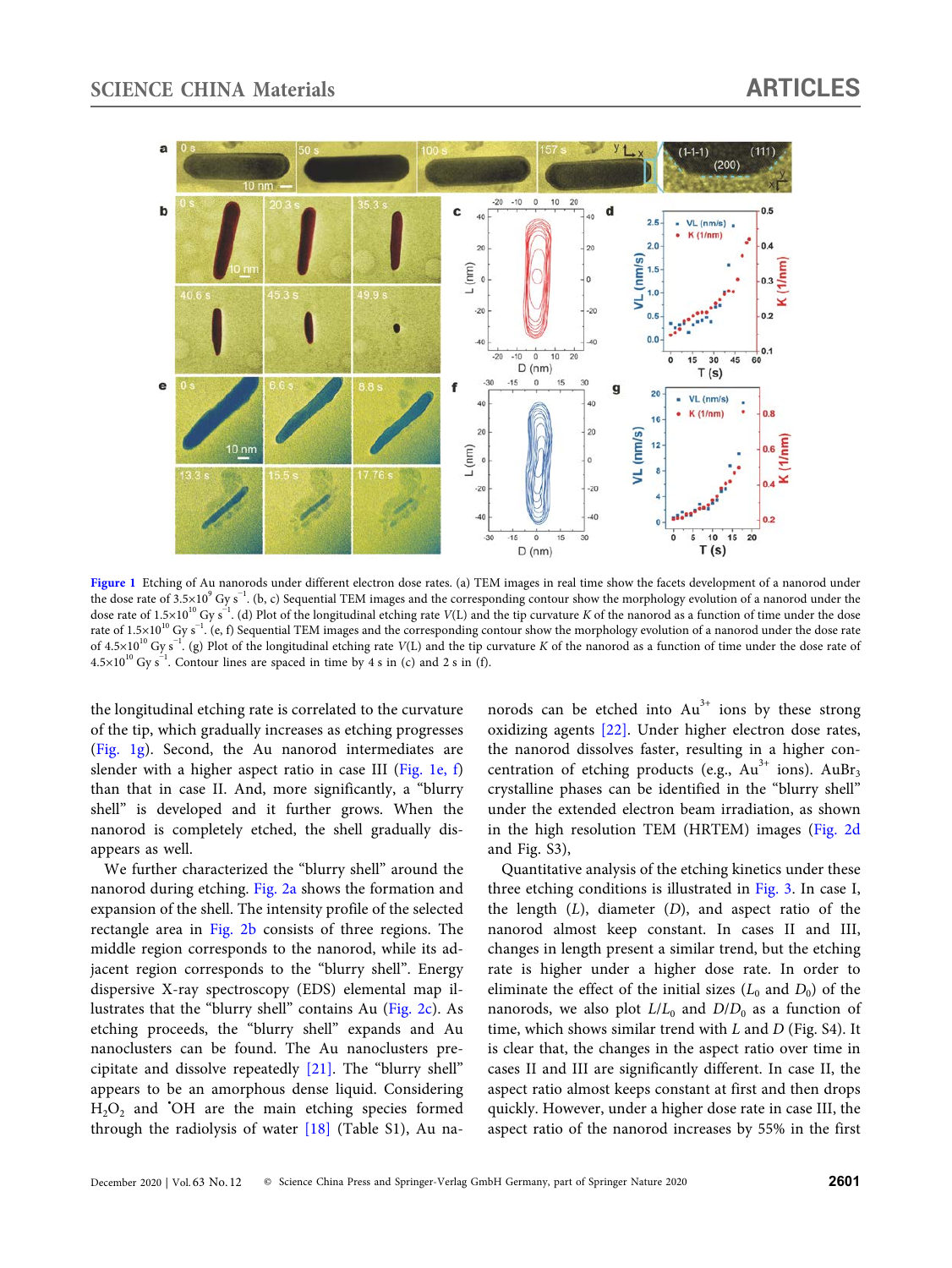**Figure 1** Etching of Au nanorods under different electron dose rates. (a) TEM images in real time show the facets development of a nanorod under the dose rate of $3.5\times10^{9}$ Gy s$^{-1}$. (b, c) Sequential TEM images and the corresponding contour show the morphology evolution of a nanorod under the dose rate of $1.5\times10^{10}$ Gy s$^{-1}$. (d) Plot of the longitudinal etching rate $V$(L) and the tip curvature $K$ of the nanorod as a function of time under the dose rate of $1.5\times10^{10}$ Gy s$^{-1}$. (e, f) Sequential TEM images and the corresponding contour show the morphology evolution of a nanorod under the dose rate of $4.5\times10^{10}$ Gy s$^{-1}$. (g) Plot of the longitudinal etching rate $V$(L) and the tip curvature $K$ of the nanorod as a function of time under the dose rate of $4.5\times10^{10}$ Gy s$^{-1}$. Contour lines are spaced in time by 4 s in (c) and 2 s in (f).

the longitudinal etching rate is correlated to the curvature of the tip, which gradually increases as etching progresses (Fig. 1g). Second, the Au nanorod intermediates are slender with a higher aspect ratio in case III (Fig. 1e, f) than that in case II. And, more significantly, a "blurry shell" is developed and it further grows. When the nanorod is completely etched, the shell gradually disappears as well.

We further characterized the "blurry shell" around the nanorod during etching. Fig. 2a shows the formation and expansion of the shell. The intensity profile of the selected rectangle area in Fig. 2b consists of three regions. The middle region corresponds to the nanorod, while its adjacent region corresponds to the "blurry shell". Energy dispersive X-ray spectroscopy (EDS) elemental map illustrates that the "blurry shell" contains Au (Fig. 2c). As etching proceeds, the "blurry shell" expands and Au nanoclusters can be found. The Au nanoclusters precipitate and dissolve repeatedly [21]. The "blurry shell" appears to be an amorphous dense liquid. Considering $H_2O_2$ and $^{\bullet}OH$ are the main etching species formed through the radiolysis of water [18] (Table S1), Au nanorods can be etched into $Au^{3+}$ ions by these strong oxidizing agents [22]. Under higher electron dose rates, the nanorod dissolves faster, resulting in a higher concentration of etching products (e.g., $Au^{3+}$ ions). $AuBr_3$ crystalline phases can be identified in the "blurry shell" under the extended electron beam irradiation, as shown in the high resolution TEM (HRTEM) images (Fig. 2d and Fig. S3),

Quantitative analysis of the etching kinetics under these three etching conditions is illustrated in Fig. 3. In case I, the length ($L$), diameter ($D$), and aspect ratio of the nanorod almost keep constant. In cases II and III, changes in length present a similar trend, but the etching rate is higher under a higher dose rate. In order to eliminate the effect of the initial sizes ($L_0$ and $D_0$) of the nanorods, we also plot $L/L_0$ and $D/D_0$ as a function of time, which shows similar trend with $L$ and $D$ (Fig. S4). It is clear that, the changes in the aspect ratio over time in cases II and III are significantly different. In case II, the aspect ratio almost keeps constant at first and then drops quickly. However, under a higher dose rate in case III, the aspect ratio of the nanorod increases by 55% in the first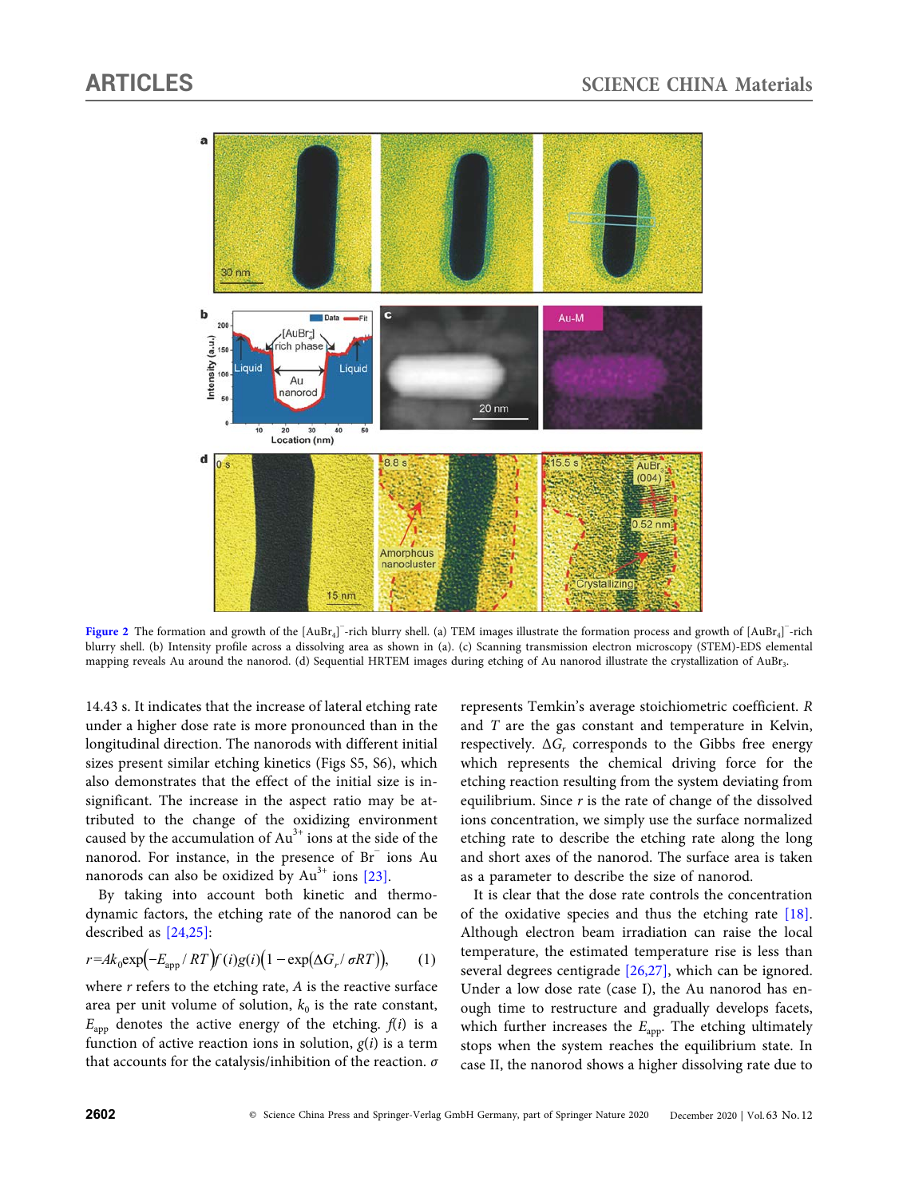Figure 2 The formation and growth of the $[AuBr_4]^-$-rich blurry shell. (a) TEM images illustrate the formation process and growth of $[AuBr_4]^-$-rich blurry shell. (b) Intensity profile across a dissolving area as shown in (a). (c) Scanning transmission electron microscopy (STEM)-EDS elemental mapping reveals Au around the nanorod. (d) Sequential HRTEM images during etching of Au nanorod illustrate the crystallization of $AuBr_3$.

14.43 s. It indicates that the increase of lateral etching rate under a higher dose rate is more pronounced than in the longitudinal direction. The nanorods with different initial sizes present similar etching kinetics (Figs S5, S6), which also demonstrates that the effect of the initial size is insignificant. The increase in the aspect ratio may be attributed to the change of the oxidizing environment caused by the accumulation of $Au^{3+}$ ions at the side of the nanorod. For instance, in the presence of $Br^-$ ions Au nanorods can also be oxidized by $Au^{3+}$ ions [23].

By taking into account both kinetic and thermodynamic factors, the etching rate of the nanorod can be described as [24,25]:

$$r = Ak_0 \exp\left(-E_{app}/RT\right) f(i) g(i) \left(1-\exp\left(\Delta G_r/\sigma RT\right)\right), \quad (1)$$

where $r$ refers to the etching rate, $A$ is the reactive surface area per unit volume of solution, $k_0$ is the rate constant, $E_{app}$ denotes the active energy of the etching. $f(i)$ is a function of active reaction ions in solution, $g(i)$ is a term that accounts for the catalysis/inhibition of the reaction. $\sigma$ represents Temkin's average stoichiometric coefficient. $R$ and $T$ are the gas constant and temperature in Kelvin, respectively. $\Delta G_r$ corresponds to the Gibbs free energy which represents the chemical driving force for the etching reaction resulting from the system deviating from equilibrium. Since $r$ is the rate of change of the dissolved ions concentration, we simply use the surface normalized etching rate to describe the etching rate along the long and short axes of the nanorod. The surface area is taken as a parameter to describe the size of nanorod.

It is clear that the dose rate controls the concentration of the oxidative species and thus the etching rate [18]. Although electron beam irradiation can raise the local temperature, the estimated temperature rise is less than several degrees centigrade [26,27], which can be ignored. Under a low dose rate (case I), the Au nanorod has enough time to restructure and gradually develops facets, which further increases the $E_{app}$. The etching ultimately stops when the system reaches the equilibrium state. In case II, the nanorod shows a higher dissolving rate due to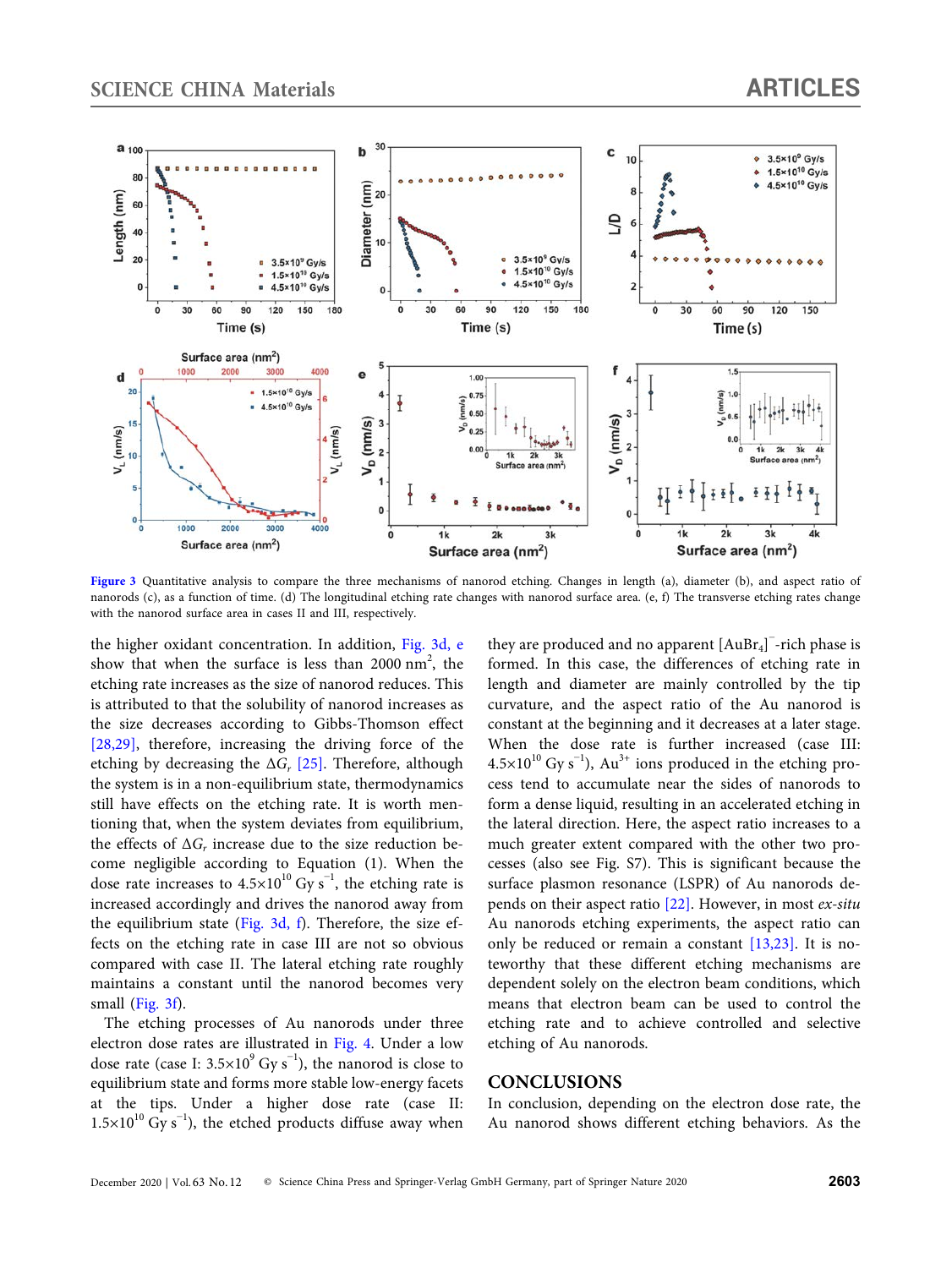Figure 3 Quantitative analysis to compare the three mechanisms of nanorod etching. Changes in length (a), diameter (b), and aspect ratio of nanorods (c), as a function of time. (d) The longitudinal etching rate changes with nanorod surface area. (e, f) The transverse etching rates change with the nanorod surface area in cases II and III, respectively.

the higher oxidant concentration. In addition, Fig. 3d, e show that when the surface is less than 2000 nm$^2$, the etching rate increases as the size of nanorod reduces. This is attributed to that the solubility of nanorod increases as the size decreases according to Gibbs-Thomson effect [28,29], therefore, increasing the driving force of the etching by decreasing the $\Delta G_r$ [25]. Therefore, although the system is in a non-equilibrium state, thermodynamics still have effects on the etching rate. It is worth mentioning that, when the system deviates from equilibrium, the effects of $\Delta G_r$ increase due to the size reduction become negligible according to Equation (1). When the dose rate increases to $4.5\times10^{10}$ Gy s$^{-1}$, the etching rate is increased accordingly and drives the nanorod away from the equilibrium state (Fig. 3d, f). Therefore, the size effects on the etching rate in case III are not so obvious compared with case II. The lateral etching rate roughly maintains a constant until the nanorod becomes very small (Fig. 3f).

The etching processes of Au nanorods under three electron dose rates are illustrated in Fig. 4. Under a low dose rate (case I: $3.5\times10^9$ Gy s$^{-1}$), the nanorod is close to equilibrium state and forms more stable low-energy facets at the tips. Under a higher dose rate (case II: $1.5\times10^{10}$ Gy s$^{-1}$), the etched products diffuse away when they are produced and no apparent $[AuBr_4]^-$-rich phase is formed. In this case, the differences of etching rate in length and diameter are mainly controlled by the tip curvature, and the aspect ratio of the Au nanorod is constant at the beginning and it decreases at a later stage. When the dose rate is further increased (case III: $4.5\times10^{10}$ Gy s$^{-1}$), $Au^{3+}$ ions produced in the etching process tend to accumulate near the sides of nanorods to form a dense liquid, resulting in an accelerated etching in the lateral direction. Here, the aspect ratio increases to a much greater extent compared with the other two processes (also see Fig. S7). This is significant because the surface plasmon resonance (LSPR) of Au nanorods depends on their aspect ratio [22]. However, in most *ex-situ* Au nanorods etching experiments, the aspect ratio can only be reduced or remain a constant [13,23]. It is noteworthy that these different etching mechanisms are dependent solely on the electron beam conditions, which means that electron beam can be used to control the etching rate and to achieve controlled and selective etching of Au nanorods.

## CONCLUSIONS

In conclusion, depending on the electron dose rate, the Au nanorod shows different etching behaviors. As the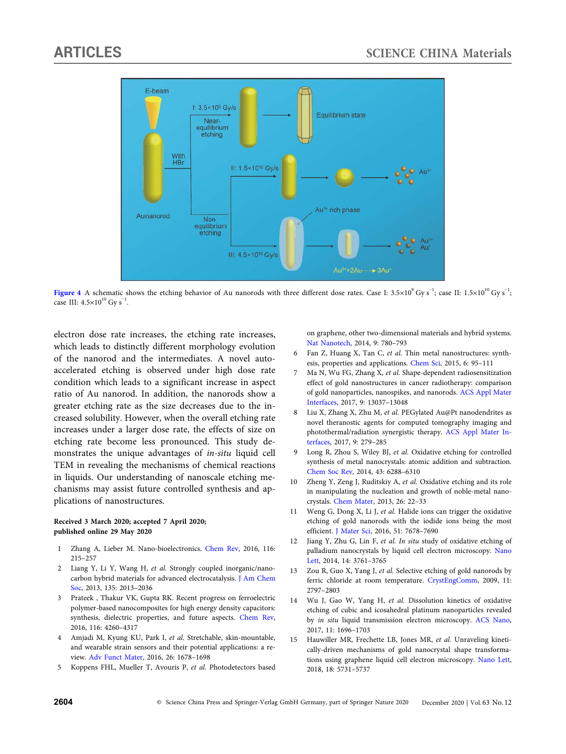Figure 4 A schematic shows the etching behavior of Au nanorods with three different dose rates. Case I: $3.5\times10^{9}$ Gy $s^{-1}$; case II: $1.5\times10^{10}$ Gy $s^{-1}$; case III: $4.5\times10^{10}$ Gy $s^{-1}$.

electron dose rate increases, the etching rate increases, which leads to distinctly different morphology evolution of the nanorod and the intermediates. A novel auto-accelerated etching is observed under high dose rate condition which leads to a significant increase in aspect ratio of Au nanorod. In addition, the nanorods show a greater etching rate as the size decreases due to the increased solubility. However, when the overall etching rate increases under a larger dose rate, the effects of size on etching rate become less pronounced. This study demonstrates the unique advantages of *in-situ* liquid cell TEM in revealing the mechanisms of chemical reactions in liquids. Our understanding of nanoscale etching mechanisms may assist future controlled synthesis and applications of nanostructures.

**Received 3 March 2020; accepted 7 April 2020; published online 29 May 2020**

1 Zhang A, Lieber M. Nano-bioelectronics. Chem Rev, 2016, 116: 215–257
2 Liang Y, Li Y, Wang H, *et al.* Strongly coupled inorganic/nano-carbon hybrid materials for advanced electrocatalysis. J Am Chem Soc, 2013, 135: 2013–2036
3 Prateek , Thakur VK, Gupta RK. Recent progress on ferroelectric polymer-based nanocomposites for high energy density capacitors: synthesis, dielectric properties, and future aspects. Chem Rev, 2016, 116: 4260–4317
4 Amjadi M, Kyung KU, Park I, *et al.* Stretchable, skin-mountable, and wearable strain sensors and their potential applications: a review. Adv Funct Mater, 2016, 26: 1678–1698
5 Koppens FHL, Mueller T, Avouris P, *et al.* Photodetectors based on graphene, other two-dimensional materials and hybrid systems. Nat Nanotech, 2014, 9: 780–793
6 Fan Z, Huang X, Tan C, *et al.* Thin metal nanostructures: synthesis, properties and applications. Chem Sci, 2015, 6: 95–111
7 Ma N, Wu FG, Zhang X, *et al.* Shape-dependent radiosensitization effect of gold nanostructures in cancer radiotherapy: comparison of gold nanoparticles, nanospikes, and nanorods. ACS Appl Mater Interfaces, 2017, 9: 13037–13048
8 Liu X, Zhang X, Zhu M, *et al.* PEGylated Au@Pt nanodendrites as novel theranostic agents for computed tomography imaging and photothermal/radiation synergistic therapy. ACS Appl Mater Interfaces, 2017, 9: 279–285
9 Long R, Zhou S, Wiley BJ, *et al.* Oxidative etching for controlled synthesis of metal nanocrystals: atomic addition and subtraction. Chem Soc Rev, 2014, 43: 6288–6310
10 Zheng Y, Zeng J, Ruditskiy A, *et al.* Oxidative etching and its role in manipulating the nucleation and growth of noble-metal nanocrystals. Chem Mater, 2013, 26: 22–33
11 Weng G, Dong X, Li J, *et al.* Halide ions can trigger the oxidative etching of gold nanorods with the iodide ions being the most efficient. J Mater Sci, 2016, 51: 7678–7690
12 Jiang Y, Zhu G, Lin F, *et al. In situ* study of oxidative etching of palladium nanocrystals by liquid cell electron microscopy. Nano Lett, 2014, 14: 3761–3765
13 Zou R, Guo X, Yang J, *et al.* Selective etching of gold nanorods by ferric chloride at room temperature. CrystEngComm, 2009, 11: 2797–2803
14 Wu J, Gao W, Yang H, *et al.* Dissolution kinetics of oxidative etching of cubic and icosahedral platinum nanoparticles revealed by *in situ* liquid transmission electron microscopy. ACS Nano, 2017, 11: 1696–1703
15 Hauwiller MR, Frechette LB, Jones MR, *et al.* Unraveling kinetically-driven mechanisms of gold nanocrystal shape transformations using graphene liquid cell electron microscopy. Nano Lett, 2018, 18: 5731–5737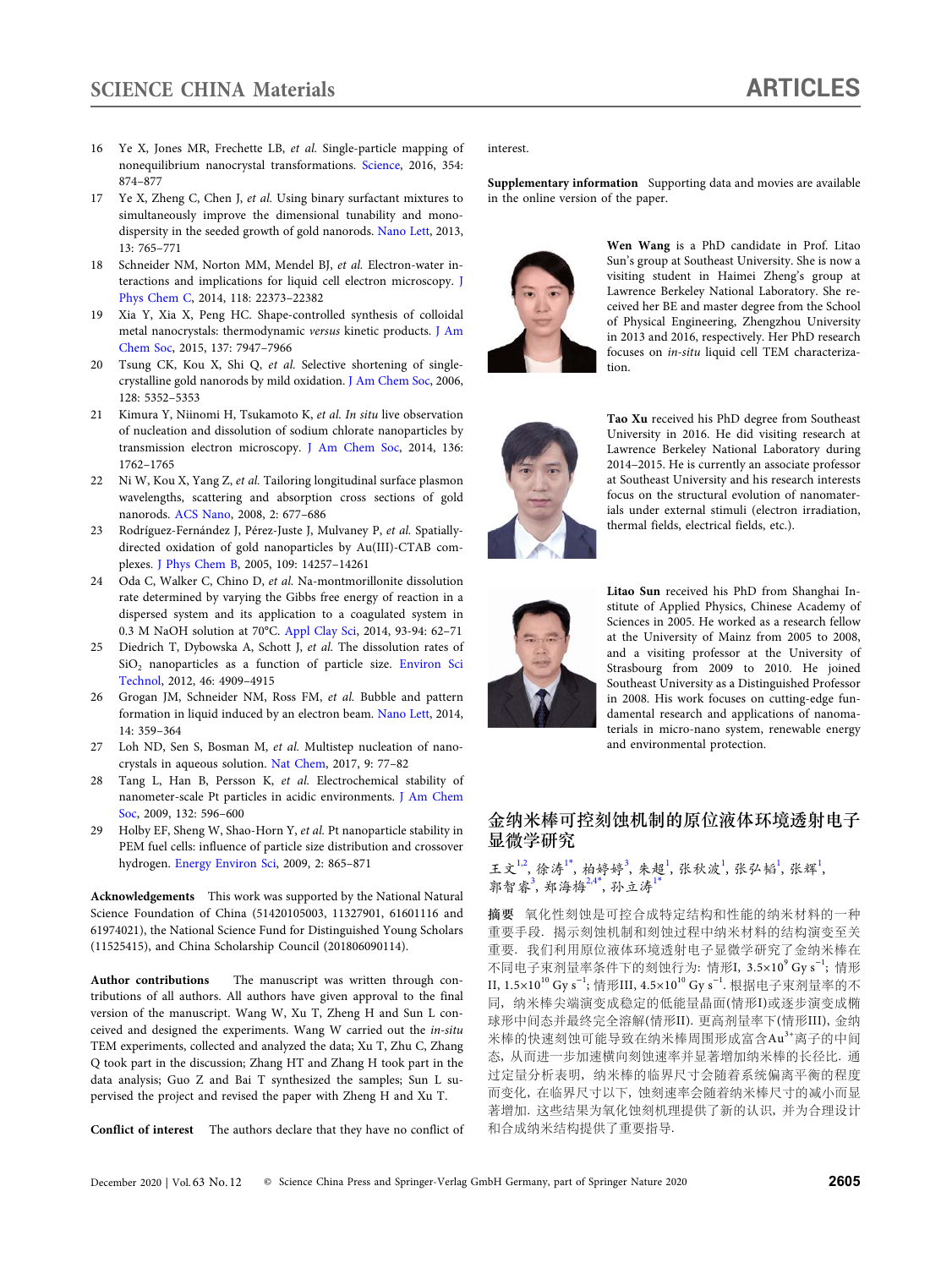16 Ye X, Jones MR, Frechette LB, *et al.* Single-particle mapping of nonequilibrium nanocrystal transformations. Science, 2016, 354: 874–877

17 Ye X, Zheng C, Chen J, *et al.* Using binary surfactant mixtures to simultaneously improve the dimensional tunability and monodispersity in the seeded growth of gold nanorods. Nano Lett, 2013, 13: 765–771

18 Schneider NM, Norton MM, Mendel BJ, *et al.* Electron-water interactions and implications for liquid cell electron microscopy. J Phys Chem C, 2014, 118: 22373–22382

19 Xia Y, Xia X, Peng HC. Shape-controlled synthesis of colloidal metal nanocrystals: thermodynamic *versus* kinetic products. J Am Chem Soc, 2015, 137: 7947–7966

20 Tsung CK, Kou X, Shi Q, *et al.* Selective shortening of single-crystalline gold nanorods by mild oxidation. J Am Chem Soc, 2006, 128: 5352–5353

21 Kimura Y, Niinomi H, Tsukamoto K, *et al. In situ* live observation of nucleation and dissolution of sodium chlorate nanoparticles by transmission electron microscopy. J Am Chem Soc, 2014, 136: 1762–1765

22 Ni W, Kou X, Yang Z, *et al.* Tailoring longitudinal surface plasmon wavelengths, scattering and absorption cross sections of gold nanorods. ACS Nano, 2008, 2: 677–686

23 Rodríguez-Fernández J, Pérez-Juste J, Mulvaney P, *et al.* Spatially-directed oxidation of gold nanoparticles by Au(III)-CTAB complexes. J Phys Chem B, 2005, 109: 14257–14261

24 Oda C, Walker C, Chino D, *et al.* Na-montmorillonite dissolution rate determined by varying the Gibbs free energy of reaction in a dispersed system and its application to a coagulated system in 0.3 M NaOH solution at 70°C. Appl Clay Sci, 2014, 93-94: 62–71

25 Diedrich T, Dybowska A, Schott J, *et al.* The dissolution rates of $SiO_2$ nanoparticles as a function of particle size. Environ Sci Technol, 2012, 46: 4909–4915

26 Grogan JM, Schneider NM, Ross FM, *et al.* Bubble and pattern formation in liquid induced by an electron beam. Nano Lett, 2014, 14: 359–364

27 Loh ND, Sen S, Bosman M, *et al.* Multistep nucleation of nanocrystals in aqueous solution. Nat Chem, 2017, 9: 77–82

28 Tang L, Han B, Persson K, *et al.* Electrochemical stability of nanometer-scale Pt particles in acidic environments. J Am Chem Soc, 2009, 132: 596–600

29 Holby EF, Sheng W, Shao-Horn Y, *et al.* Pt nanoparticle stability in PEM fuel cells: influence of particle size distribution and crossover hydrogen. Energy Environ Sci, 2009, 2: 865–871

**Acknowledgements** This work was supported by the National Natural Science Foundation of China (51420105003, 11327901, 61601116 and 61974021), the National Science Fund for Distinguished Young Scholars (11525415), and China Scholarship Council (201806090114).

**Author contributions** The manuscript was written through contributions of all authors. All authors have given approval to the final version of the manuscript. Wang W, Xu T, Zheng H and Sun L conceived and designed the experiments. Wang W carried out the *in-situ* TEM experiments, collected and analyzed the data; Xu T, Zhu C, Zhang Q took part in the discussion; Zhang HT and Zhang H took part in the data analysis; Guo Z and Bai T synthesized the samples; Sun L supervised the project and revised the paper with Zheng H and Xu T.

**Conflict of interest** The authors declare that they have no conflict of interest.

**Supplementary information** Supporting data and movies are available in the online version of the paper.

**Wen Wang** is a PhD candidate in Prof. Litao Sun's group at Southeast University. She is now a visiting student in Haimei Zheng's group at Lawrence Berkeley National Laboratory. She received her BE and master degree from the School of Physical Engineering, Zhengzhou University in 2013 and 2016, respectively. Her PhD research focuses on *in-situ* liquid cell TEM characterization.

**Tao Xu** received his PhD degree from Southeast University in 2016. He did visiting research at Lawrence Berkeley National Laboratory during 2014–2015. He is currently an associate professor at Southeast University and his research interests focus on the structural evolution of nanomaterials under external stimuli (electron irradiation, thermal fields, electrical fields, etc.).

**Litao Sun** received his PhD from Shanghai Institute of Applied Physics, Chinese Academy of Sciences in 2005. He worked as a research fellow at the University of Mainz from 2005 to 2008, and a visiting professor at the University of Strasbourg from 2009 to 2010. He joined Southeast University as a Distinguished Professor in 2008. His work focuses on cutting-edge fundamental research and applications of nanomaterials in micro-nano system, renewable energy and environmental protection.

## 金纳米棒可控刻蚀机制的原位液体环境透射电子显微学研究

王文[1,2], 徐涛[1*], 柏婷婷[3], 朱超[1], 张秋波[1], 张弘韬[1], 张辉[1], 郭智睿[3], 郑海梅[2,4*], 孙立涛[1*]

**摘要** 氧化性刻蚀是可控合成特定结构和性能的纳米材料的一种重要手段. 揭示刻蚀机制和刻蚀过程中纳米材料的结构演変至关重要. 我们利用原位液体环境透射电子显微学研究了金纳米棒在不同电子束剂量率条件下的刻蚀行为: 情形I, $3.5\times10^9$ Gy $s^{-1}$; 情形II, $1.5\times10^{10}$ Gy $s^{-1}$; 情形III, $4.5\times10^{10}$ Gy $s^{-1}$. 根据电子束剂量率的不同, 纳米棒尖端演变成稳定的低能量晶面(情形I)或逐步演变成椭球形中间态并最终完全溶解(情形II). 更高剂量率下(情形III), 金纳米棒的快速刻蚀可能导致在纳米棒周围形成富含$Au^{3+}$离子的中间态, 从而进一步加速横向刻蚀速率并显著增加纳米棒的长径比. 通过定量分析表明, 纳米棒的临界尺寸会随着系统偏离平衡的程度而变化, 在临界尺寸以下, 蚀刻速率会随着纳米棒尺寸的减小而显著增加. 这些结果为氧化蚀刻机理提供了新的认识, 并为合理设计和合成纳米结构提供了重要指导.